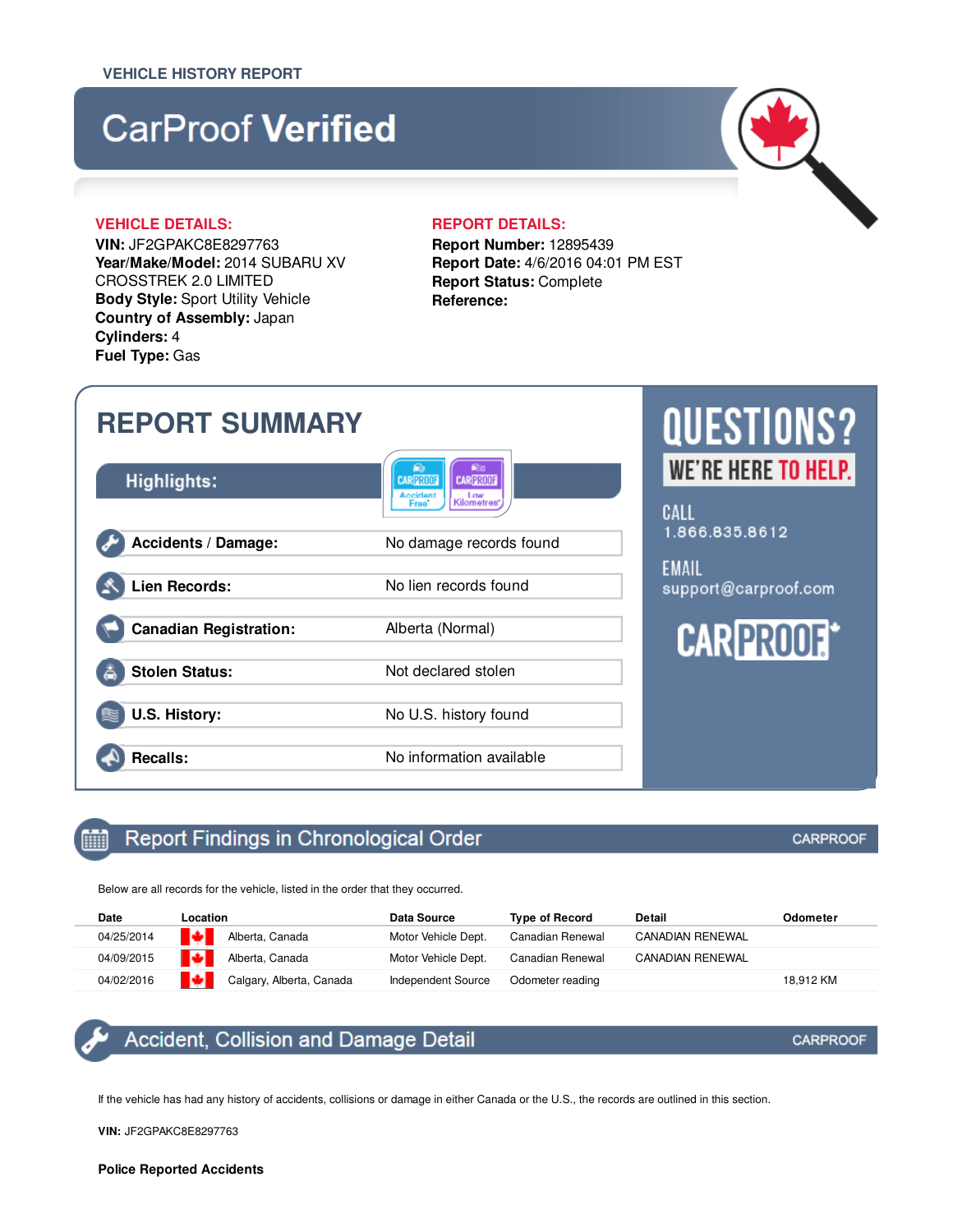VEHICLE HISTORY REPORT

# CarProof **Verified**

**VEHICLE DETAILS:**

**VIN:** JF2GPAKC8E8297763
**Year/Make/Model:** 2014 SUBARU XV CROSSTREK 2.0 LIMITED
**Body Style:** Sport Utility Vehicle
**Country of Assembly:** Japan
**Cylinders:** 4
**Fuel Type:** Gas

**REPORT DETAILS:**

**Report Number:** 12895439
**Report Date:** 4/6/2016 04:01 PM EST
**Report Status:** Complete
**Reference:**

## REPORT SUMMARY

**Highlights:** CARPROOF Accident Free* · CARPROOF Low Kilometres*

| | |
|---|---|
| **Accidents / Damage:** | No damage records found |
| **Lien Records:** | No lien records found |
| **Canadian Registration:** | Alberta (Normal) |
| **Stolen Status:** | Not declared stolen |
| **U.S. History:** | No U.S. history found |
| **Recalls:** | No information available |

**QUESTIONS?** WE'RE HERE TO HELP.

CALL
1.866.835.8612

EMAIL
support@carproof.com

CARPROOF

## Report Findings in Chronological Order

CARPROOF

Below are all records for the vehicle, listed in the order that they occurred.

| Date | Location | Data Source | Type of Record | Detail | Odometer |
|---|---|---|---|---|---|
| 04/25/2014 | Alberta, Canada | Motor Vehicle Dept. | Canadian Renewal | CANADIAN RENEWAL | |
| 04/09/2015 | Alberta, Canada | Motor Vehicle Dept. | Canadian Renewal | CANADIAN RENEWAL | |
| 04/02/2016 | Calgary, Alberta, Canada | Independent Source | Odometer reading | | 18,912 KM |

## Accident, Collision and Damage Detail

CARPROOF

If the vehicle has had any history of accidents, collisions or damage in either Canada or the U.S., the records are outlined in this section.

**VIN:** JF2GPAKC8E8297763

**Police Reported Accidents**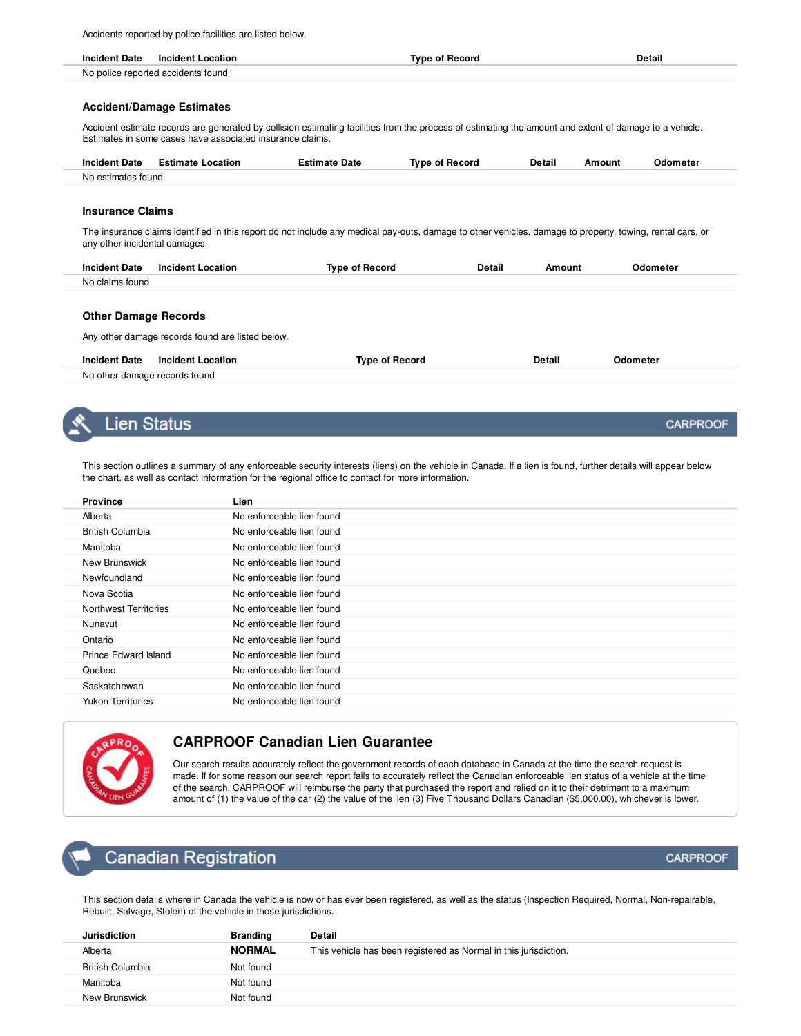Accidents reported by police facilities are listed below.

| Incident Date | Incident Location | Type of Record | Detail |
| --- | --- | --- | --- |
| No police reported accidents found | | | |

### Accident/Damage Estimates

Accident estimate records are generated by collision estimating facilities from the process of estimating the amount and extent of damage to a vehicle. Estimates in some cases have associated insurance claims.

| Incident Date | Estimate Location | Estimate Date | Type of Record | Detail | Amount | Odometer |
| --- | --- | --- | --- | --- | --- | --- |
| No estimates found | | | | | | |

### Insurance Claims

The insurance claims identified in this report do not include any medical pay-outs, damage to other vehicles, damage to property, towing, rental cars, or any other incidental damages.

| Incident Date | Incident Location | Type of Record | Detail | Amount | Odometer |
| --- | --- | --- | --- | --- | --- |
| No claims found | | | | | |

### Other Damage Records

Any other damage records found are listed below.

| Incident Date | Incident Location | Type of Record | Detail | Odometer |
| --- | --- | --- | --- | --- |
| No other damage records found | | | | |

## Lien Status

CARPROOF

This section outlines a summary of any enforceable security interests (liens) on the vehicle in Canada. If a lien is found, further details will appear below the chart, as well as contact information for the regional office to contact for more information.

| Province | Lien |
| --- | --- |
| Alberta | No enforceable lien found |
| British Columbia | No enforceable lien found |
| Manitoba | No enforceable lien found |
| New Brunswick | No enforceable lien found |
| Newfoundland | No enforceable lien found |
| Nova Scotia | No enforceable lien found |
| Northwest Territories | No enforceable lien found |
| Nunavut | No enforceable lien found |
| Ontario | No enforceable lien found |
| Prince Edward Island | No enforceable lien found |
| Quebec | No enforceable lien found |
| Saskatchewan | No enforceable lien found |
| Yukon Territories | No enforceable lien found |

### CARPROOF Canadian Lien Guarantee

Our search results accurately reflect the government records of each database in Canada at the time the search request is made. If for some reason our search report fails to accurately reflect the Canadian enforceable lien status of a vehicle at the time of the search, CARPROOF will reimburse the party that purchased the report and relied on it to their detriment to a maximum amount of (1) the value of the car (2) the value of the lien (3) Five Thousand Dollars Canadian ($5,000.00), whichever is lower.

## Canadian Registration

CARPROOF

This section details where in Canada the vehicle is now or has ever been registered, as well as the status (Inspection Required, Normal, Non-repairable, Rebuilt, Salvage, Stolen) of the vehicle in those jurisdictions.

| Jurisdiction | Branding | Detail |
| --- | --- | --- |
| Alberta | **NORMAL** | This vehicle has been registered as Normal in this jurisdiction. |
| British Columbia | Not found | |
| Manitoba | Not found | |
| New Brunswick | Not found | |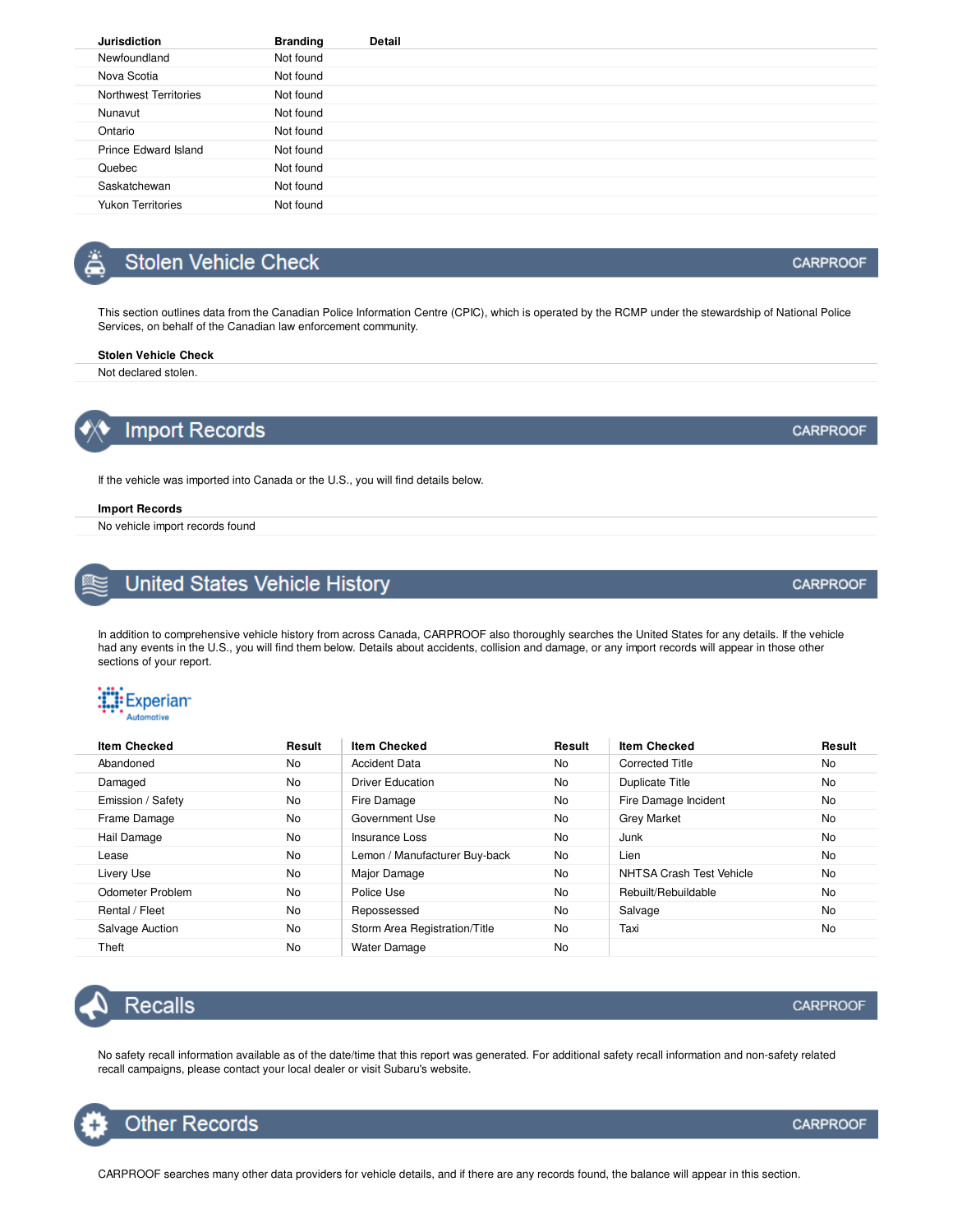| Jurisdiction | Branding | Detail |
|---|---|---|
| Newfoundland | Not found | |
| Nova Scotia | Not found | |
| Northwest Territories | Not found | |
| Nunavut | Not found | |
| Ontario | Not found | |
| Prince Edward Island | Not found | |
| Quebec | Not found | |
| Saskatchewan | Not found | |
| Yukon Territories | Not found | |

## Stolen Vehicle Check

CARPROOF

This section outlines data from the Canadian Police Information Centre (CPIC), which is operated by the RCMP under the stewardship of National Police Services, on behalf of the Canadian law enforcement community.

| Stolen Vehicle Check |
|---|
| Not declared stolen. |

## Import Records

CARPROOF

If the vehicle was imported into Canada or the U.S., you will find details below.

| Import Records |
|---|
| No vehicle import records found |

## United States Vehicle History

CARPROOF

In addition to comprehensive vehicle history from across Canada, CARPROOF also thoroughly searches the United States for any details. If the vehicle had any events in the U.S., you will find them below. Details about accidents, collision and damage, or any import records will appear in those other sections of your report.

Experian Automotive

| Item Checked | Result | Item Checked | Result | Item Checked | Result |
|---|---|---|---|---|---|
| Abandoned | No | Accident Data | No | Corrected Title | No |
| Damaged | No | Driver Education | No | Duplicate Title | No |
| Emission / Safety | No | Fire Damage | No | Fire Damage Incident | No |
| Frame Damage | No | Government Use | No | Grey Market | No |
| Hail Damage | No | Insurance Loss | No | Junk | No |
| Lease | No | Lemon / Manufacturer Buy-back | No | Lien | No |
| Livery Use | No | Major Damage | No | NHTSA Crash Test Vehicle | No |
| Odometer Problem | No | Police Use | No | Rebuilt/Rebuildable | No |
| Rental / Fleet | No | Repossessed | No | Salvage | No |
| Salvage Auction | No | Storm Area Registration/Title | No | Taxi | No |
| Theft | No | Water Damage | No | | |

## Recalls

CARPROOF

No safety recall information available as of the date/time that this report was generated. For additional safety recall information and non-safety related recall campaigns, please contact your local dealer or visit Subaru's website.

## Other Records

CARPROOF

CARPROOF searches many other data providers for vehicle details, and if there are any records found, the balance will appear in this section.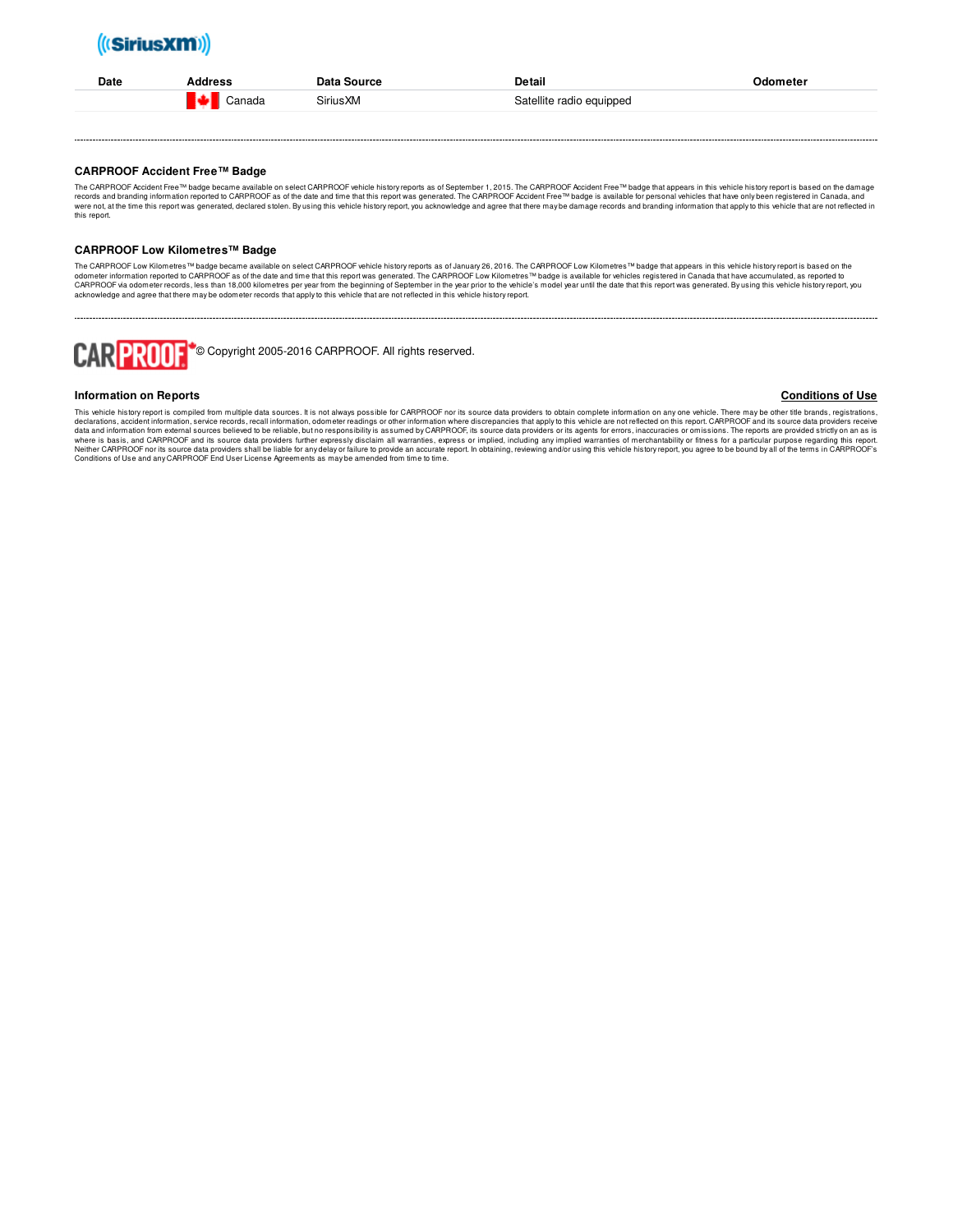| Date | Address | Data Source | Detail | Odometer |
|---|---|---|---|---|
| | Canada | SiriusXM | Satellite radio equipped | |

---

### CARPROOF Accident Free™ Badge

The CARPROOF Accident Free™ badge became available on select CARPROOF vehicle history reports as of September 1, 2015. The CARPROOF Accident Free™ badge that appears in this vehicle history report is based on the damage records and branding information reported to CARPROOF as of the date and time that this report was generated. The CARPROOF Accident Free™ badge is available for personal vehicles that have only been registered in Canada, and were not, at the time this report was generated, declared stolen. By using this vehicle history report, you acknowledge and agree that there may be damage records and branding information that apply to this vehicle that are not reflected in this report.

### CARPROOF Low Kilometres™ Badge

The CARPROOF Low Kilometres™ badge became available on select CARPROOF vehicle history reports as of January 26, 2016. The CARPROOF Low Kilometres™ badge that appears in this vehicle history report is based on the odometer information reported to CARPROOF as of the date and time that this report was generated. The CARPROOF Low Kilometres™ badge is available for vehicles registered in Canada that have accumulated, as reported to CARPROOF via odometer records, less than 18,000 kilometres per year from the beginning of September in the year prior to the vehicle's model year until the date that this report was generated. By using this vehicle history report, you acknowledge and agree that there may be odometer records that apply to this vehicle that are not reflected in this vehicle history report.

---

© Copyright 2005-2016 CARPROOF. All rights reserved.

### Information on Reports

**Conditions of Use**

This vehicle history report is compiled from multiple data sources. It is not always possible for CARPROOF nor its source data providers to obtain complete information on any one vehicle. There may be other title brands, registrations, declarations, accident information, service records, recall information, odometer readings or other information where discrepancies that apply to this vehicle are not reflected on this report. CARPROOF and its source data providers receive data and information from external sources believed to be reliable, but no responsibility is assumed by CARPROOF, its source data providers or its agents for errors, inaccuracies or omissions. The reports are provided strictly on an as is where is basis, and CARPROOF and its source data providers further expressly disclaim all warranties, express or implied, including any implied warranties of merchantability or fitness for a particular purpose regarding this report. Neither CARPROOF nor its source data providers shall be liable for any delay or failure to provide an accurate report. In obtaining, reviewing and/or using this vehicle history report, you agree to be bound by all of the terms in CARPROOF's Conditions of Use and any CARPROOF End User License Agreements as may be amended from time to time.